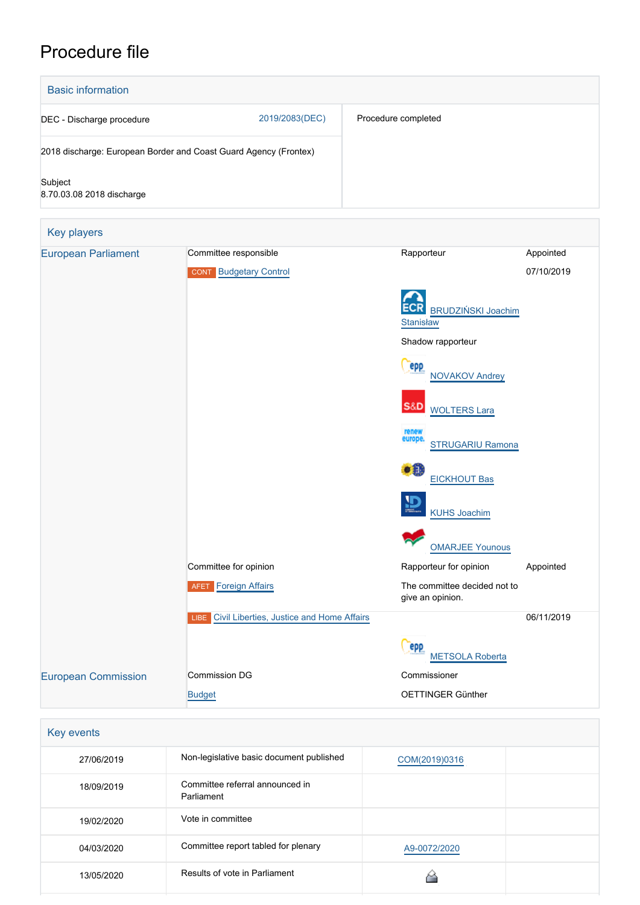# Procedure file

## Basic information

| | |
|---|---|
| DEC - Discharge procedure 2019/2083(DEC) | Procedure completed |
| 2018 discharge: European Border and Coast Guard Agency (Frontex) | |
| Subject<br>8.70.03.08 2018 discharge | |

## Key players

| | | | |
|---|---|---|---|
| European Parliament | Committee responsible | Rapporteur | Appointed |
| | CONT Budgetary Control | | 07/10/2019 |
| | | ECR BRUDZIŃSKI Joachim Stanisław | |
| | | Shadow rapporteur | |
| | | EPP NOVAKOV Andrey | |
| | | S&D WOLTERS Lara | |
| | | Renew Europe STRUGARIU Ramona | |
| | | Greens/EFA EICKHOUT Bas | |
| | | ID KUHS Joachim | |
| | | GUE/NGL OMARJEE Younous | |
| | Committee for opinion | Rapporteur for opinion | Appointed |
| | AFET Foreign Affairs | The committee decided not to give an opinion. | |
| | LIBE Civil Liberties, Justice and Home Affairs | | 06/11/2019 |
| | | EPP METSOLA Roberta | |
| European Commission | Commission DG | Commissioner | |
| | Budget | OETTINGER Günther | |

## Key events

| | | | |
|---|---|---|---|
| 27/06/2019 | Non-legislative basic document published | COM(2019)0316 | |
| 18/09/2019 | Committee referral announced in Parliament | | |
| 19/02/2020 | Vote in committee | | |
| 04/03/2020 | Committee report tabled for plenary | A9-0072/2020 | |
| 13/05/2020 | Results of vote in Parliament | | |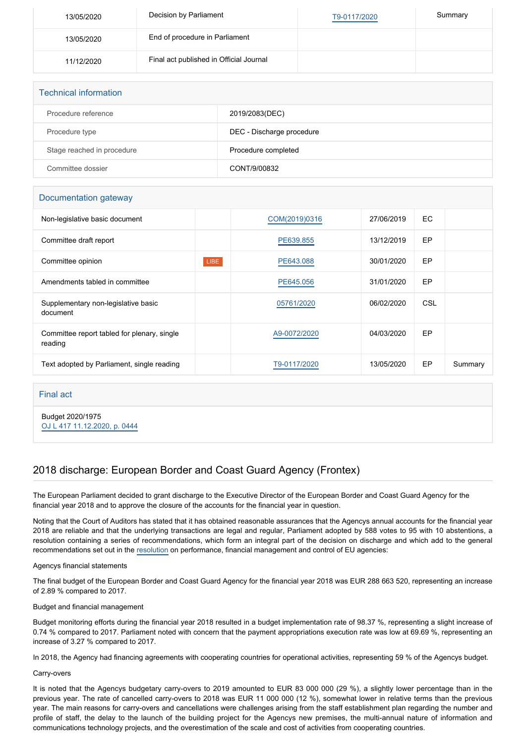| 13/05/2020 | Decision by Parliament | T9-0117/2020 | Summary |
|---|---|---|---|
| 13/05/2020 | End of procedure in Parliament | | |
| 11/12/2020 | Final act published in Official Journal | | |

## Technical information

| | |
|---|---|
| Procedure reference | 2019/2083(DEC) |
| Procedure type | DEC - Discharge procedure |
| Stage reached in procedure | Procedure completed |
| Committee dossier | CONT/9/00832 |

## Documentation gateway

| | | | | | |
|---|---|---|---|---|---|
| Non-legislative basic document | | COM(2019)0316 | 27/06/2019 | EC | |
| Committee draft report | | PE639.855 | 13/12/2019 | EP | |
| Committee opinion | LIBE | PE643.088 | 30/01/2020 | EP | |
| Amendments tabled in committee | | PE645.056 | 31/01/2020 | EP | |
| Supplementary non-legislative basic document | | 05761/2020 | 06/02/2020 | CSL | |
| Committee report tabled for plenary, single reading | | A9-0072/2020 | 04/03/2020 | EP | |
| Text adopted by Parliament, single reading | | T9-0117/2020 | 13/05/2020 | EP | Summary |

## Final act

Budget 2020/1975
OJ L 417 11.12.2020, p. 0444

## 2018 discharge: European Border and Coast Guard Agency (Frontex)

The European Parliament decided to grant discharge to the Executive Director of the European Border and Coast Guard Agency for the financial year 2018 and to approve the closure of the accounts for the financial year in question.

Noting that the Court of Auditors has stated that it has obtained reasonable assurances that the Agencys annual accounts for the financial year 2018 are reliable and that the underlying transactions are legal and regular, Parliament adopted by 588 votes to 95 with 10 abstentions, a resolution containing a series of recommendations, which form an integral part of the decision on discharge and which add to the general recommendations set out in the resolution on performance, financial management and control of EU agencies:

Agencys financial statements

The final budget of the European Border and Coast Guard Agency for the financial year 2018 was EUR 288 663 520, representing an increase of 2.89 % compared to 2017.

Budget and financial management

Budget monitoring efforts during the financial year 2018 resulted in a budget implementation rate of 98.37 %, representing a slight increase of 0.74 % compared to 2017. Parliament noted with concern that the payment appropriations execution rate was low at 69.69 %, representing an increase of 3.27 % compared to 2017.

In 2018, the Agency had financing agreements with cooperating countries for operational activities, representing 59 % of the Agencys budget.

Carry-overs

It is noted that the Agencys budgetary carry-overs to 2019 amounted to EUR 83 000 000 (29 %), a slightly lower percentage than in the previous year. The rate of cancelled carry-overs to 2018 was EUR 11 000 000 (12 %), somewhat lower in relative terms than the previous year. The main reasons for carry-overs and cancellations were challenges arising from the staff establishment plan regarding the number and profile of staff, the delay to the launch of the building project for the Agencys new premises, the multi-annual nature of information and communications technology projects, and the overestimation of the scale and cost of activities from cooperating countries.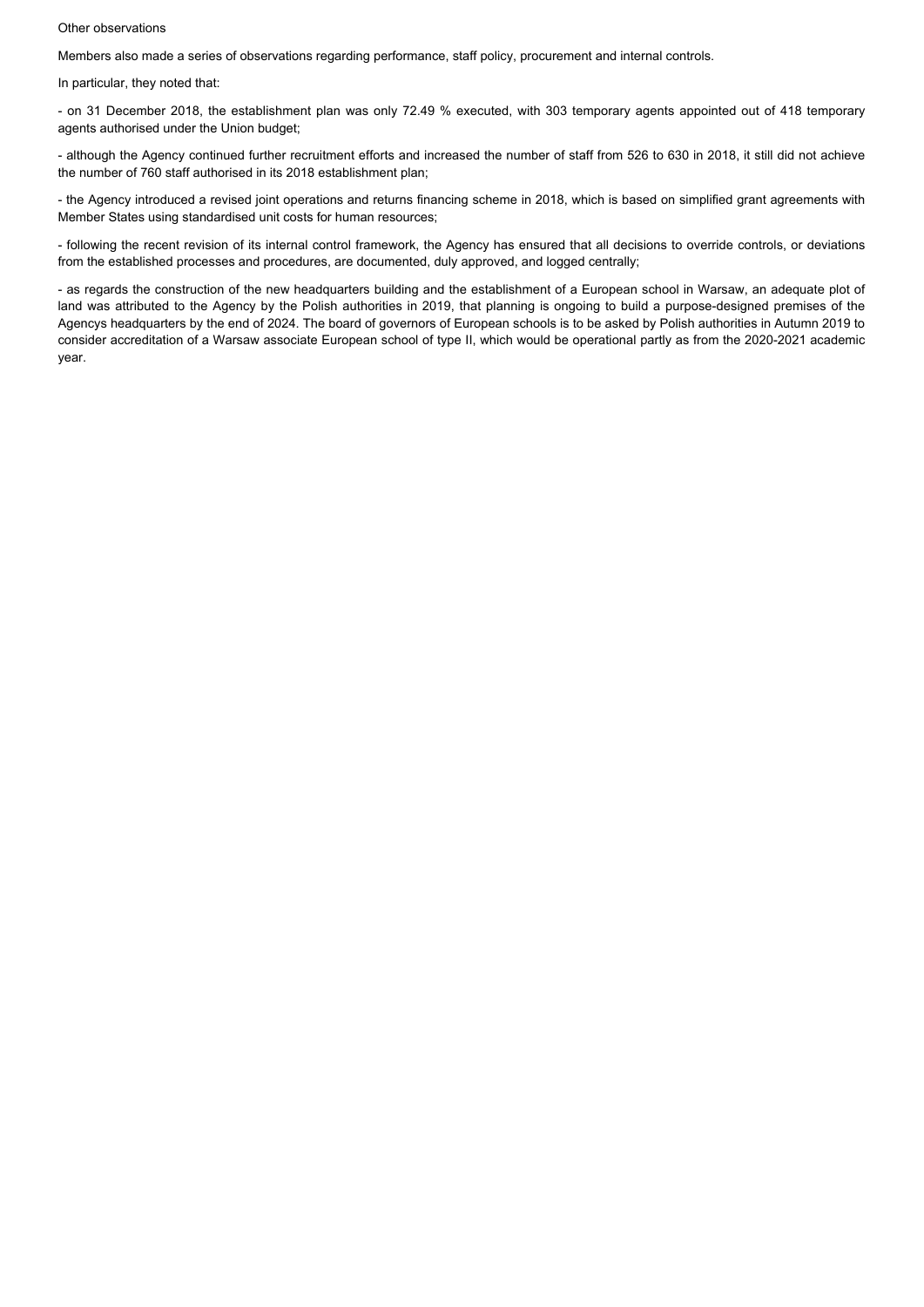Other observations

Members also made a series of observations regarding performance, staff policy, procurement and internal controls.

In particular, they noted that:

- on 31 December 2018, the establishment plan was only 72.49 % executed, with 303 temporary agents appointed out of 418 temporary agents authorised under the Union budget;

- although the Agency continued further recruitment efforts and increased the number of staff from 526 to 630 in 2018, it still did not achieve the number of 760 staff authorised in its 2018 establishment plan;

- the Agency introduced a revised joint operations and returns financing scheme in 2018, which is based on simplified grant agreements with Member States using standardised unit costs for human resources;

- following the recent revision of its internal control framework, the Agency has ensured that all decisions to override controls, or deviations from the established processes and procedures, are documented, duly approved, and logged centrally;

- as regards the construction of the new headquarters building and the establishment of a European school in Warsaw, an adequate plot of land was attributed to the Agency by the Polish authorities in 2019, that planning is ongoing to build a purpose-designed premises of the Agencys headquarters by the end of 2024. The board of governors of European schools is to be asked by Polish authorities in Autumn 2019 to consider accreditation of a Warsaw associate European school of type II, which would be operational partly as from the 2020-2021 academic year.